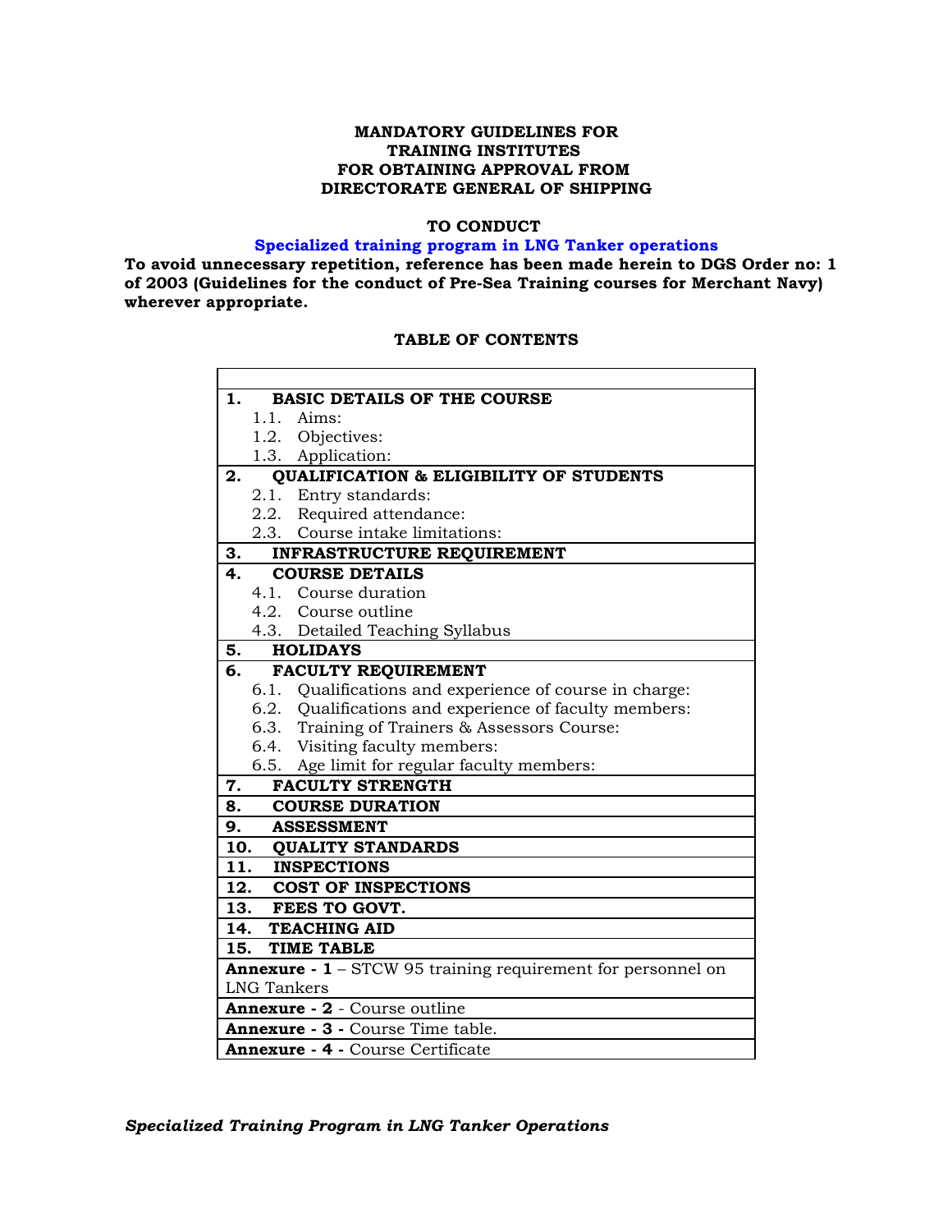**MANDATORY GUIDELINES FOR TRAINING INSTITUTES FOR OBTAINING APPROVAL FROM DIRECTORATE GENERAL OF SHIPPING**

**TO CONDUCT**

**Specialized training program in LNG Tanker operations**

**To avoid unnecessary repetition, reference has been made herein to DGS Order no: 1 of 2003 (Guidelines for the conduct of Pre-Sea Training courses for Merchant Navy) wherever appropriate.**

**TABLE OF CONTENTS**

| |
|---|
| **1. BASIC DETAILS OF THE COURSE**<br>1.1. Aims:<br>1.2. Objectives:<br>1.3. Application: |
| **2. QUALIFICATION & ELIGIBILITY OF STUDENTS**<br>2.1. Entry standards:<br>2.2. Required attendance:<br>2.3. Course intake limitations: |
| **3. INFRASTRUCTURE REQUIREMENT** |
| **4. COURSE DETAILS**<br>4.1. Course duration<br>4.2. Course outline<br>4.3. Detailed Teaching Syllabus |
| **5. HOLIDAYS** |
| **6. FACULTY REQUIREMENT**<br>6.1. Qualifications and experience of course in charge:<br>6.2. Qualifications and experience of faculty members:<br>6.3. Training of Trainers & Assessors Course:<br>6.4. Visiting faculty members:<br>6.5. Age limit for regular faculty members: |
| **7. FACULTY STRENGTH** |
| **8. COURSE DURATION** |
| **9. ASSESSMENT** |
| **10. QUALITY STANDARDS** |
| **11. INSPECTIONS** |
| **12. COST OF INSPECTIONS** |
| **13. FEES TO GOVT.** |
| **14. TEACHING AID** |
| **15. TIME TABLE** |
| **Annexure - 1** – STCW 95 training requirement for personnel on LNG Tankers |
| **Annexure - 2** - Course outline |
| **Annexure - 3 -** Course Time table. |
| **Annexure - 4 -** Course Certificate |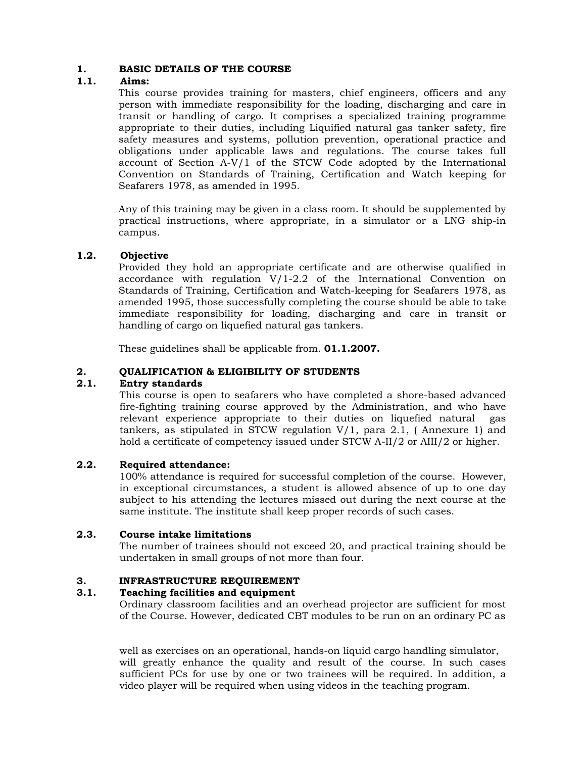## 1. BASIC DETAILS OF THE COURSE

### 1.1. Aims:

This course provides training for masters, chief engineers, officers and any person with immediate responsibility for the loading, discharging and care in transit or handling of cargo. It comprises a specialized training programme appropriate to their duties, including Liquified natural gas tanker safety, fire safety measures and systems, pollution prevention, operational practice and obligations under applicable laws and regulations. The course takes full account of Section A-V/1 of the STCW Code adopted by the International Convention on Standards of Training, Certification and Watch keeping for Seafarers 1978, as amended in 1995.

Any of this training may be given in a class room. It should be supplemented by practical instructions, where appropriate, in a simulator or a LNG ship-in campus.

### 1.2. Objective

Provided they hold an appropriate certificate and are otherwise qualified in accordance with regulation V/1-2.2 of the International Convention on Standards of Training, Certification and Watch-keeping for Seafarers 1978, as amended 1995, those successfully completing the course should be able to take immediate responsibility for loading, discharging and care in transit or handling of cargo on liquefied natural gas tankers.

These guidelines shall be applicable from. **01.1.2007.**

## 2. QUALIFICATION & ELIGIBILITY OF STUDENTS

### 2.1. Entry standards

This course is open to seafarers who have completed a shore-based advanced fire-fighting training course approved by the Administration, and who have relevant experience appropriate to their duties on liquefied natural gas tankers, as stipulated in STCW regulation V/1, para 2.1, ( Annexure 1) and hold a certificate of competency issued under STCW A-II/2 or AIII/2 or higher.

### 2.2. Required attendance:

100% attendance is required for successful completion of the course. However, in exceptional circumstances, a student is allowed absence of up to one day subject to his attending the lectures missed out during the next course at the same institute. The institute shall keep proper records of such cases.

### 2.3. Course intake limitations

The number of trainees should not exceed 20, and practical training should be undertaken in small groups of not more than four.

## 3. INFRASTRUCTURE REQUIREMENT

### 3.1. Teaching facilities and equipment

Ordinary classroom facilities and an overhead projector are sufficient for most of the Course. However, dedicated CBT modules to be run on an ordinary PC as well as exercises on an operational, hands-on liquid cargo handling simulator, will greatly enhance the quality and result of the course. In such cases sufficient PCs for use by one or two trainees will be required. In addition, a video player will be required when using videos in the teaching program.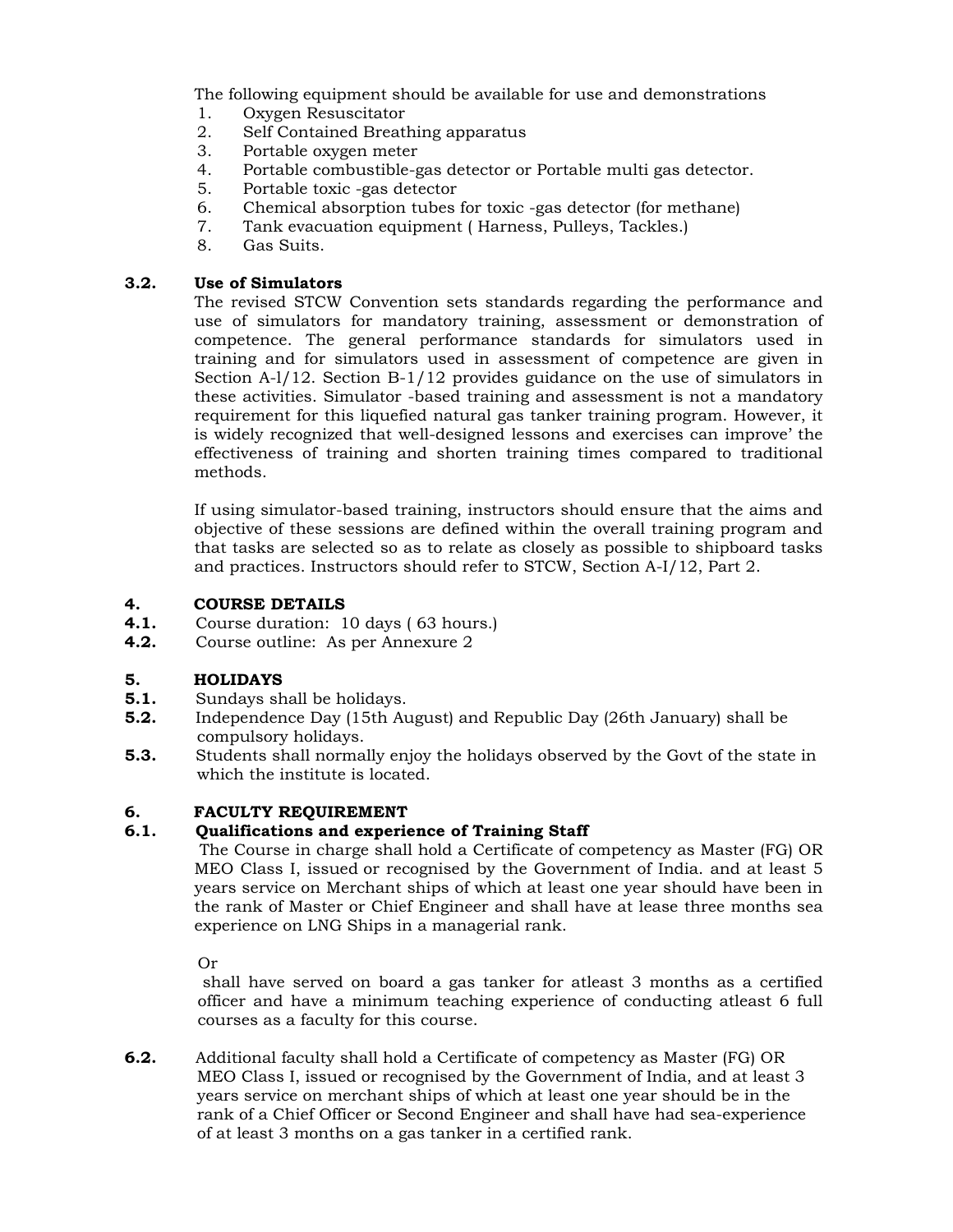The following equipment should be available for use and demonstrations

1. Oxygen Resuscitator
2. Self Contained Breathing apparatus
3. Portable oxygen meter
4. Portable combustible-gas detector or Portable multi gas detector.
5. Portable toxic -gas detector
6. Chemical absorption tubes for toxic -gas detector (for methane)
7. Tank evacuation equipment ( Harness, Pulleys, Tackles.)
8. Gas Suits.

**3.2. Use of Simulators**

The revised STCW Convention sets standards regarding the performance and use of simulators for mandatory training, assessment or demonstration of competence. The general performance standards for simulators used in training and for simulators used in assessment of competence are given in Section A-l/12. Section B-1/12 provides guidance on the use of simulators in these activities. Simulator -based training and assessment is not a mandatory requirement for this liquefied natural gas tanker training program. However, it is widely recognized that well-designed lessons and exercises can improve' the effectiveness of training and shorten training times compared to traditional methods.

If using simulator-based training, instructors should ensure that the aims and objective of these sessions are defined within the overall training program and that tasks are selected so as to relate as closely as possible to shipboard tasks and practices. Instructors should refer to STCW, Section A-I/12, Part 2.

**4. COURSE DETAILS**

**4.1.** Course duration: 10 days ( 63 hours.)

**4.2.** Course outline: As per Annexure 2

**5. HOLIDAYS**

**5.1.** Sundays shall be holidays.

**5.2.** Independence Day (15th August) and Republic Day (26th January) shall be compulsory holidays.

**5.3.** Students shall normally enjoy the holidays observed by the Govt of the state in which the institute is located.

**6. FACULTY REQUIREMENT**

**6.1. Qualifications and experience of Training Staff**

The Course in charge shall hold a Certificate of competency as Master (FG) OR MEO Class I, issued or recognised by the Government of India. and at least 5 years service on Merchant ships of which at least one year should have been in the rank of Master or Chief Engineer and shall have at lease three months sea experience on LNG Ships in a managerial rank.

Or

shall have served on board a gas tanker for atleast 3 months as a certified officer and have a minimum teaching experience of conducting atleast 6 full courses as a faculty for this course.

**6.2.** Additional faculty shall hold a Certificate of competency as Master (FG) OR MEO Class I, issued or recognised by the Government of India, and at least 3 years service on merchant ships of which at least one year should be in the rank of a Chief Officer or Second Engineer and shall have had sea-experience of at least 3 months on a gas tanker in a certified rank.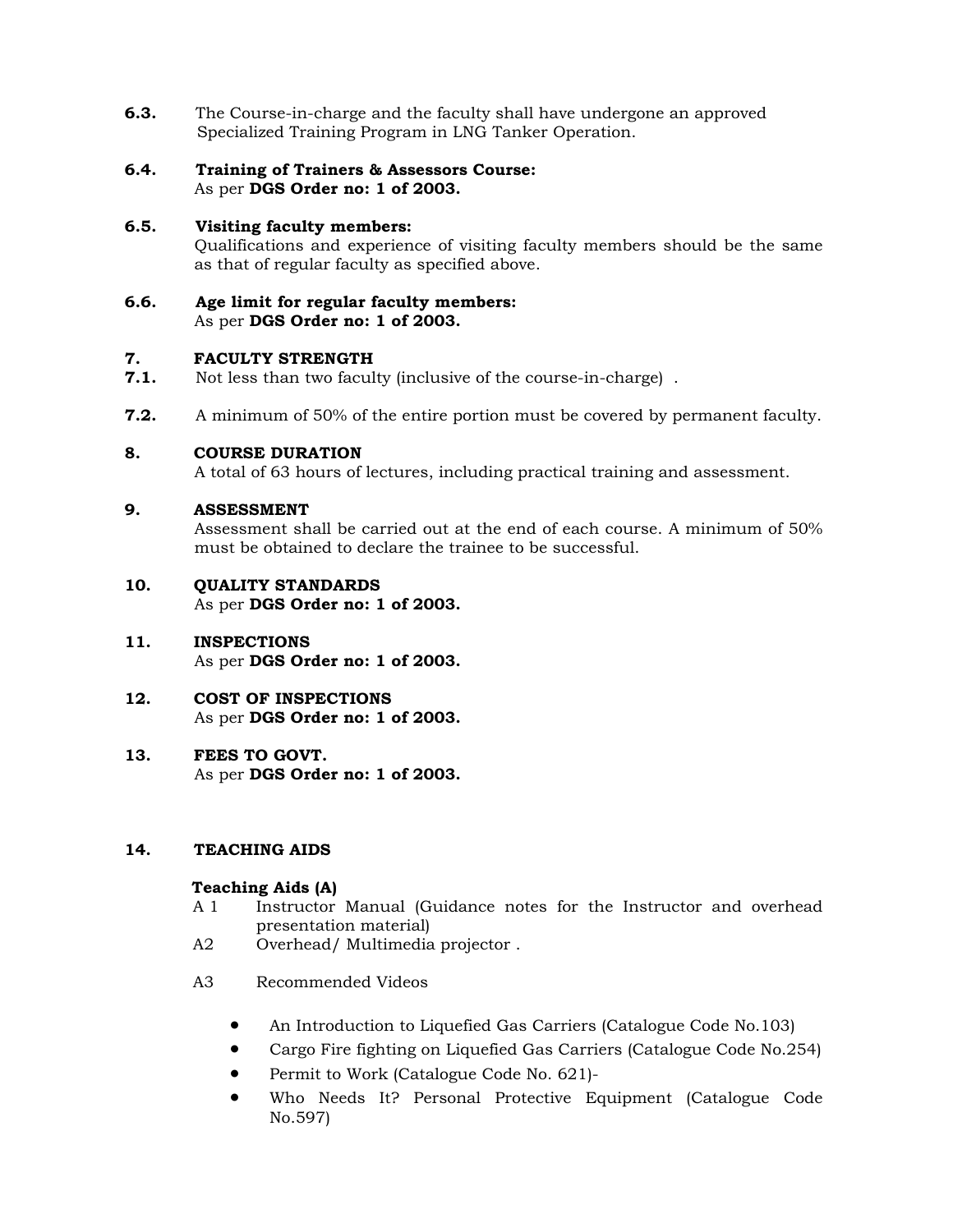**6.3.** The Course-in-charge and the faculty shall have undergone an approved Specialized Training Program in LNG Tanker Operation.

**6.4. Training of Trainers & Assessors Course:**
As per **DGS Order no: 1 of 2003.**

**6.5. Visiting faculty members:**
Qualifications and experience of visiting faculty members should be the same as that of regular faculty as specified above.

**6.6. Age limit for regular faculty members:**
As per **DGS Order no: 1 of 2003.**

## 7. FACULTY STRENGTH

**7.1.** Not less than two faculty (inclusive of the course-in-charge) .

**7.2.** A minimum of 50% of the entire portion must be covered by permanent faculty.

## 8. COURSE DURATION

A total of 63 hours of lectures, including practical training and assessment.

## 9. ASSESSMENT

Assessment shall be carried out at the end of each course. A minimum of 50% must be obtained to declare the trainee to be successful.

## 10. QUALITY STANDARDS

As per **DGS Order no: 1 of 2003.**

## 11. INSPECTIONS

As per **DGS Order no: 1 of 2003.**

## 12. COST OF INSPECTIONS

As per **DGS Order no: 1 of 2003.**

## 13. FEES TO GOVT.

As per **DGS Order no: 1 of 2003.**

## 14. TEACHING AIDS

**Teaching Aids (A)**

A 1 Instructor Manual (Guidance notes for the Instructor and overhead presentation material)

A2 Overhead/ Multimedia projector .

A3 Recommended Videos

- An Introduction to Liquefied Gas Carriers (Catalogue Code No.103)
- Cargo Fire fighting on Liquefied Gas Carriers (Catalogue Code No.254)
- Permit to Work (Catalogue Code No. 621)-
- Who Needs It? Personal Protective Equipment (Catalogue Code No.597)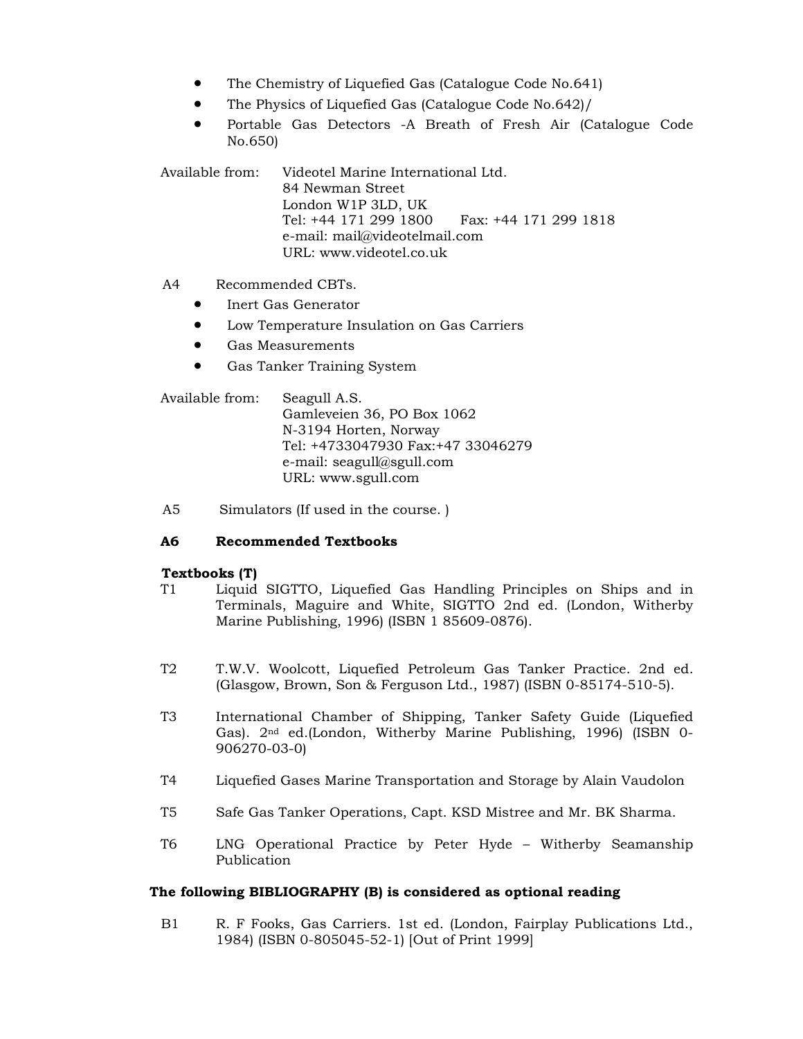- The Chemistry of Liquefied Gas (Catalogue Code No.641)
- The Physics of Liquefied Gas (Catalogue Code No.642)/
- Portable Gas Detectors -A Breath of Fresh Air (Catalogue Code No.650)

Available from: Videotel Marine International Ltd.
84 Newman Street
London W1P 3LD, UK
Tel: +44 171 299 1800 Fax: +44 171 299 1818
e-mail: mail@videotelmail.com
URL: www.videotel.co.uk

A4 Recommended CBTs.

- Inert Gas Generator
- Low Temperature Insulation on Gas Carriers
- Gas Measurements
- Gas Tanker Training System

Available from: Seagull A.S.
Gamleveien 36, PO Box 1062
N-3194 Horten, Norway
Tel: +4733047930 Fax:+47 33046279
e-mail: seagull@sgull.com
URL: www.sgull.com

A5 Simulators (If used in the course. )

**A6 Recommended Textbooks**

**Textbooks (T)**

T1 Liquid SIGTTO, Liquefied Gas Handling Principles on Ships and in Terminals, Maguire and White, SIGTTO 2nd ed. (London, Witherby Marine Publishing, 1996) (ISBN 1 85609-0876).

T2 T.W.V. Woolcott, Liquefied Petroleum Gas Tanker Practice. 2nd ed. (Glasgow, Brown, Son & Ferguson Ltd., 1987) (ISBN 0-85174-510-5).

T3 International Chamber of Shipping, Tanker Safety Guide (Liquefied Gas). 2nd ed.(London, Witherby Marine Publishing, 1996) (ISBN 0-906270-03-0)

T4 Liquefied Gases Marine Transportation and Storage by Alain Vaudolon

T5 Safe Gas Tanker Operations, Capt. KSD Mistree and Mr. BK Sharma.

T6 LNG Operational Practice by Peter Hyde – Witherby Seamanship Publication

**The following BIBLIOGRAPHY (B) is considered as optional reading**

B1 R. F Fooks, Gas Carriers. 1st ed. (London, Fairplay Publications Ltd., 1984) (ISBN 0-805045-52-1) [Out of Print 1999]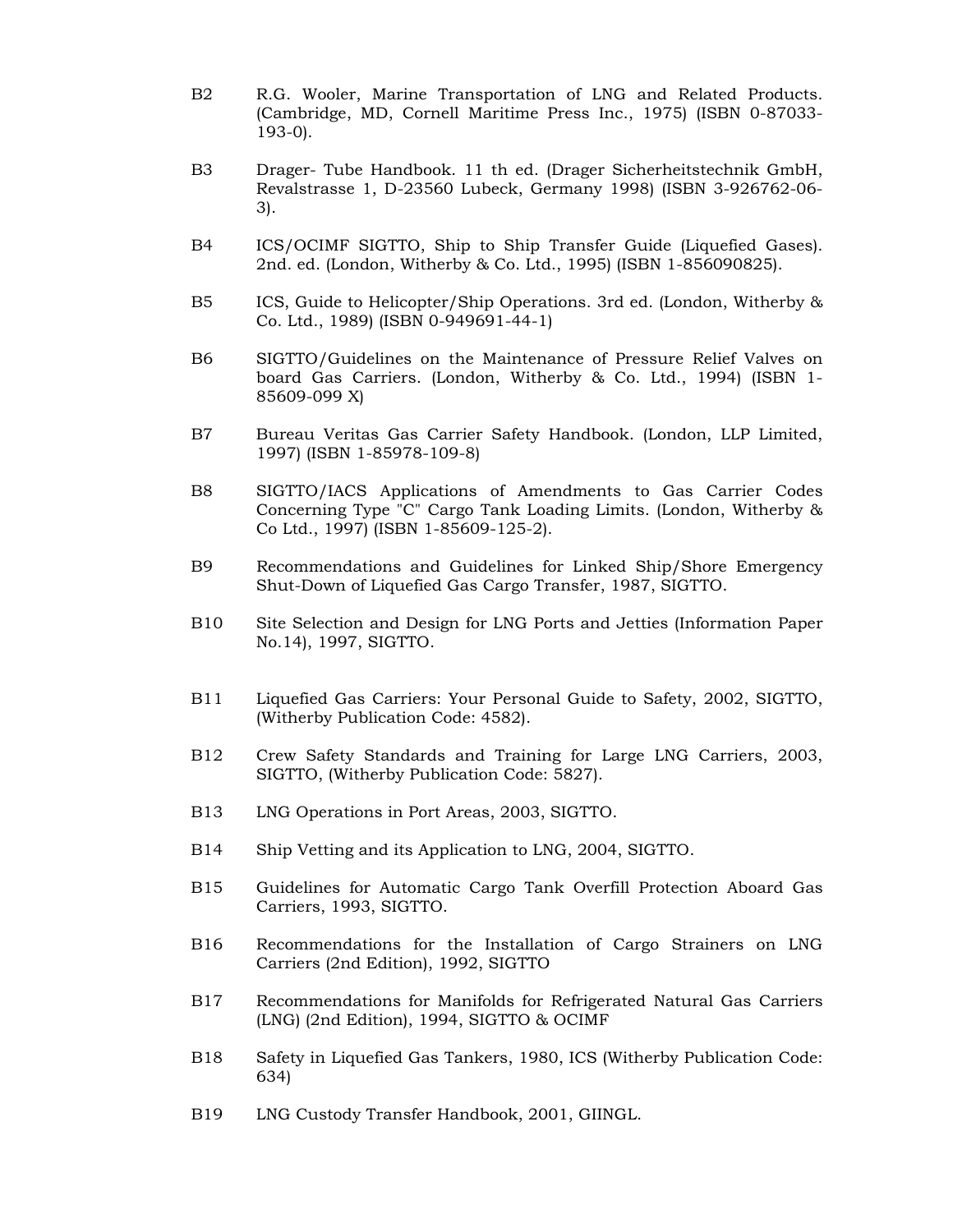B2 R.G. Wooler, Marine Transportation of LNG and Related Products. (Cambridge, MD, Cornell Maritime Press Inc., 1975) (ISBN 0-87033-193-0).

B3 Drager- Tube Handbook. 11 th ed. (Drager Sicherheitstechnik GmbH, Revalstrasse 1, D-23560 Lubeck, Germany 1998) (ISBN 3-926762-06-3).

B4 ICS/OCIMF SIGTTO, Ship to Ship Transfer Guide (Liquefied Gases). 2nd. ed. (London, Witherby & Co. Ltd., 1995) (ISBN 1-856090825).

B5 ICS, Guide to Helicopter/Ship Operations. 3rd ed. (London, Witherby & Co. Ltd., 1989) (ISBN 0-949691-44-1)

B6 SIGTTO/Guidelines on the Maintenance of Pressure Relief Valves on board Gas Carriers. (London, Witherby & Co. Ltd., 1994) (ISBN 1-85609-099 X)

B7 Bureau Veritas Gas Carrier Safety Handbook. (London, LLP Limited, 1997) (ISBN 1-85978-109-8)

B8 SIGTTO/IACS Applications of Amendments to Gas Carrier Codes Concerning Type "C" Cargo Tank Loading Limits. (London, Witherby & Co Ltd., 1997) (ISBN 1-85609-125-2).

B9 Recommendations and Guidelines for Linked Ship/Shore Emergency Shut-Down of Liquefied Gas Cargo Transfer, 1987, SIGTTO.

B10 Site Selection and Design for LNG Ports and Jetties (Information Paper No.14), 1997, SIGTTO.

B11 Liquefied Gas Carriers: Your Personal Guide to Safety, 2002, SIGTTO, (Witherby Publication Code: 4582).

B12 Crew Safety Standards and Training for Large LNG Carriers, 2003, SIGTTO, (Witherby Publication Code: 5827).

B13 LNG Operations in Port Areas, 2003, SIGTTO.

B14 Ship Vetting and its Application to LNG, 2004, SIGTTO.

B15 Guidelines for Automatic Cargo Tank Overfill Protection Aboard Gas Carriers, 1993, SIGTTO.

B16 Recommendations for the Installation of Cargo Strainers on LNG Carriers (2nd Edition), 1992, SIGTTO

B17 Recommendations for Manifolds for Refrigerated Natural Gas Carriers (LNG) (2nd Edition), 1994, SIGTTO & OCIMF

B18 Safety in Liquefied Gas Tankers, 1980, ICS (Witherby Publication Code: 634)

B19 LNG Custody Transfer Handbook, 2001, GIINGL.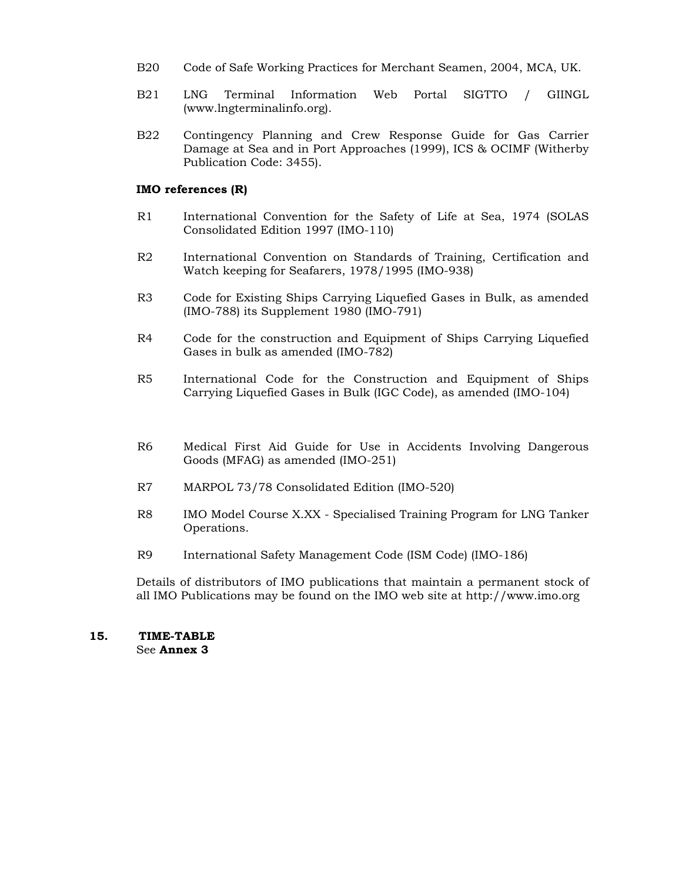B20 Code of Safe Working Practices for Merchant Seamen, 2004, MCA, UK.

B21 LNG Terminal Information Web Portal SIGTTO / GIINGL (www.lngterminalinfo.org).

B22 Contingency Planning and Crew Response Guide for Gas Carrier Damage at Sea and in Port Approaches (1999), ICS & OCIMF (Witherby Publication Code: 3455).

**IMO references (R)**

R1 International Convention for the Safety of Life at Sea, 1974 (SOLAS Consolidated Edition 1997 (IMO-110)

R2 International Convention on Standards of Training, Certification and Watch keeping for Seafarers, 1978/1995 (IMO-938)

R3 Code for Existing Ships Carrying Liquefied Gases in Bulk, as amended (IMO-788) its Supplement 1980 (IMO-791)

R4 Code for the construction and Equipment of Ships Carrying Liquefied Gases in bulk as amended (IMO-782)

R5 International Code for the Construction and Equipment of Ships Carrying Liquefied Gases in Bulk (IGC Code), as amended (IMO-104)

R6 Medical First Aid Guide for Use in Accidents Involving Dangerous Goods (MFAG) as amended (IMO-251)

R7 MARPOL 73/78 Consolidated Edition (IMO-520)

R8 IMO Model Course X.XX - Specialised Training Program for LNG Tanker Operations.

R9 International Safety Management Code (ISM Code) (IMO-186)

Details of distributors of IMO publications that maintain a permanent stock of all IMO Publications may be found on the IMO web site at http://www.imo.org

## 15. TIME-TABLE

See **Annex 3**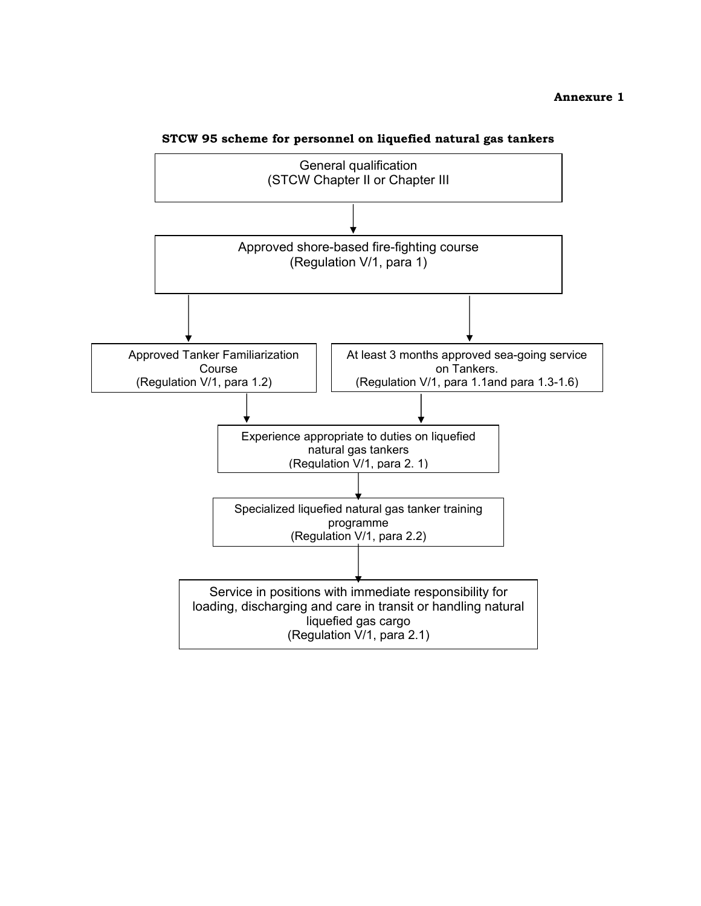**Annexure 1**

**STCW 95 scheme for personnel on liquefied natural gas tankers**

General qualification
(STCW Chapter II or Chapter III

↓

Approved shore-based fire-fighting course
(Regulation V/1, para 1)

↓

Approved Tanker Familiarization Course
(Regulation V/1, para 1.2)

At least 3 months approved sea-going service on Tankers.
(Regulation V/1, para 1.1and para 1.3-1.6)

↓

Experience appropriate to duties on liquefied natural gas tankers
(Regulation V/1, para 2. 1)

↓

Specialized liquefied natural gas tanker training programme
(Regulation V/1, para 2.2)

↓

Service in positions with immediate responsibility for loading, discharging and care in transit or handling natural liquefied gas cargo
(Regulation V/1, para 2.1)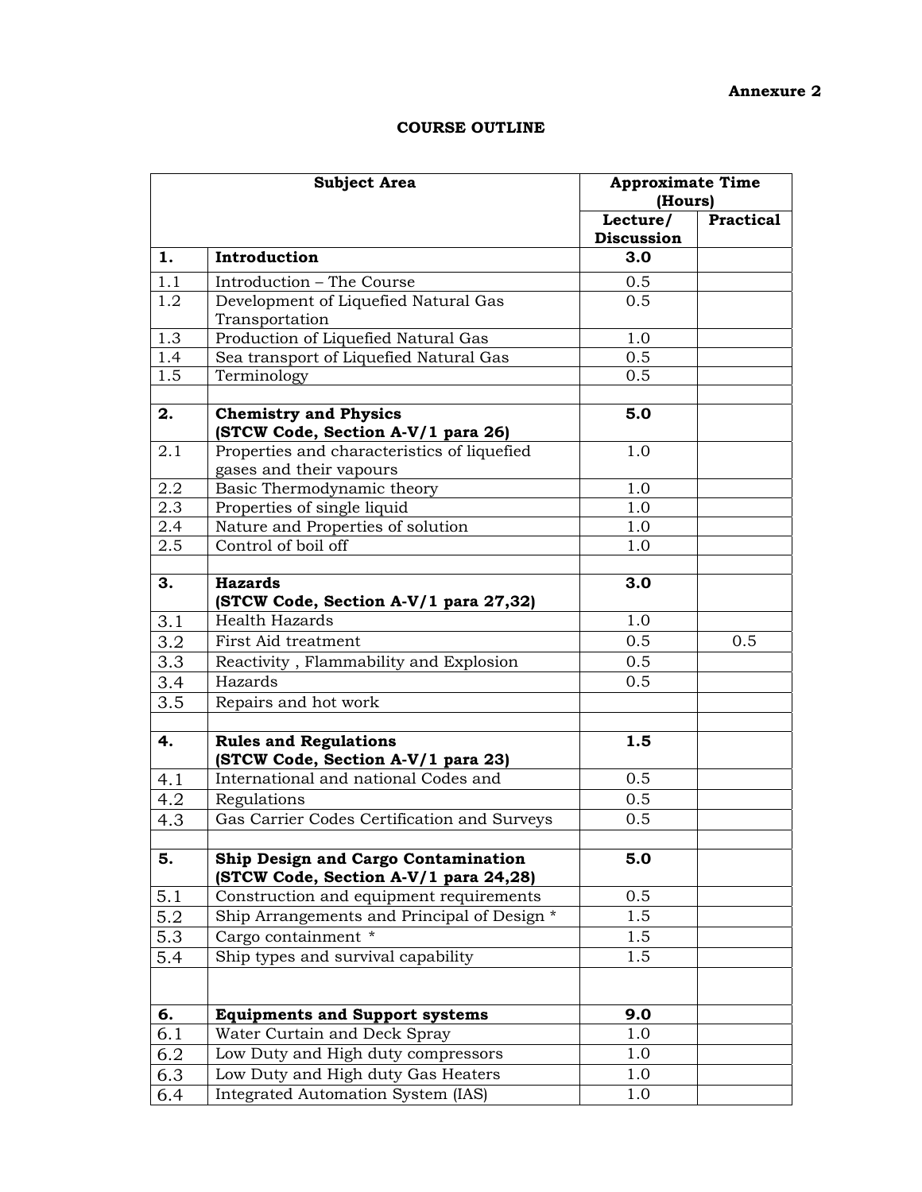**Annexure 2**

**COURSE OUTLINE**

| Subject Area | | Approximate Time (Hours) | |
|---|---|---|---|
| | | **Lecture/ Discussion** | **Practical** |
| **1.** | **Introduction** | **3.0** | |
| 1.1 | Introduction – The Course | 0.5 | |
| 1.2 | Development of Liquefied Natural Gas Transportation | 0.5 | |
| 1.3 | Production of Liquefied Natural Gas | 1.0 | |
| 1.4 | Sea transport of Liquefied Natural Gas | 0.5 | |
| 1.5 | Terminology | 0.5 | |
| | | | |
| **2.** | **Chemistry and Physics (STCW Code, Section A-V/1 para 26)** | **5.0** | |
| 2.1 | Properties and characteristics of liquefied gases and their vapours | 1.0 | |
| 2.2 | Basic Thermodynamic theory | 1.0 | |
| 2.3 | Properties of single liquid | 1.0 | |
| 2.4 | Nature and Properties of solution | 1.0 | |
| 2.5 | Control of boil off | 1.0 | |
| | | | |
| **3.** | **Hazards (STCW Code, Section A-V/1 para 27,32)** | **3.0** | |
| 3.1 | Health Hazards | 1.0 | |
| 3.2 | First Aid treatment | 0.5 | 0.5 |
| 3.3 | Reactivity , Flammability and Explosion | 0.5 | |
| 3.4 | Hazards | 0.5 | |
| 3.5 | Repairs and hot work | | |
| | | | |
| **4.** | **Rules and Regulations (STCW Code, Section A-V/1 para 23)** | **1.5** | |
| 4.1 | International and national Codes and | 0.5 | |
| 4.2 | Regulations | 0.5 | |
| 4.3 | Gas Carrier Codes Certification and Surveys | 0.5 | |
| | | | |
| **5.** | **Ship Design and Cargo Contamination (STCW Code, Section A-V/1 para 24,28)** | **5.0** | |
| 5.1 | Construction and equipment requirements | 0.5 | |
| 5.2 | Ship Arrangements and Principal of Design * | 1.5 | |
| 5.3 | Cargo containment * | 1.5 | |
| 5.4 | Ship types and survival capability | 1.5 | |
| | | | |
| **6.** | **Equipments and Support systems** | **9.0** | |
| 6.1 | Water Curtain and Deck Spray | 1.0 | |
| 6.2 | Low Duty and High duty compressors | 1.0 | |
| 6.3 | Low Duty and High duty Gas Heaters | 1.0 | |
| 6.4 | Integrated Automation System (IAS) | 1.0 | |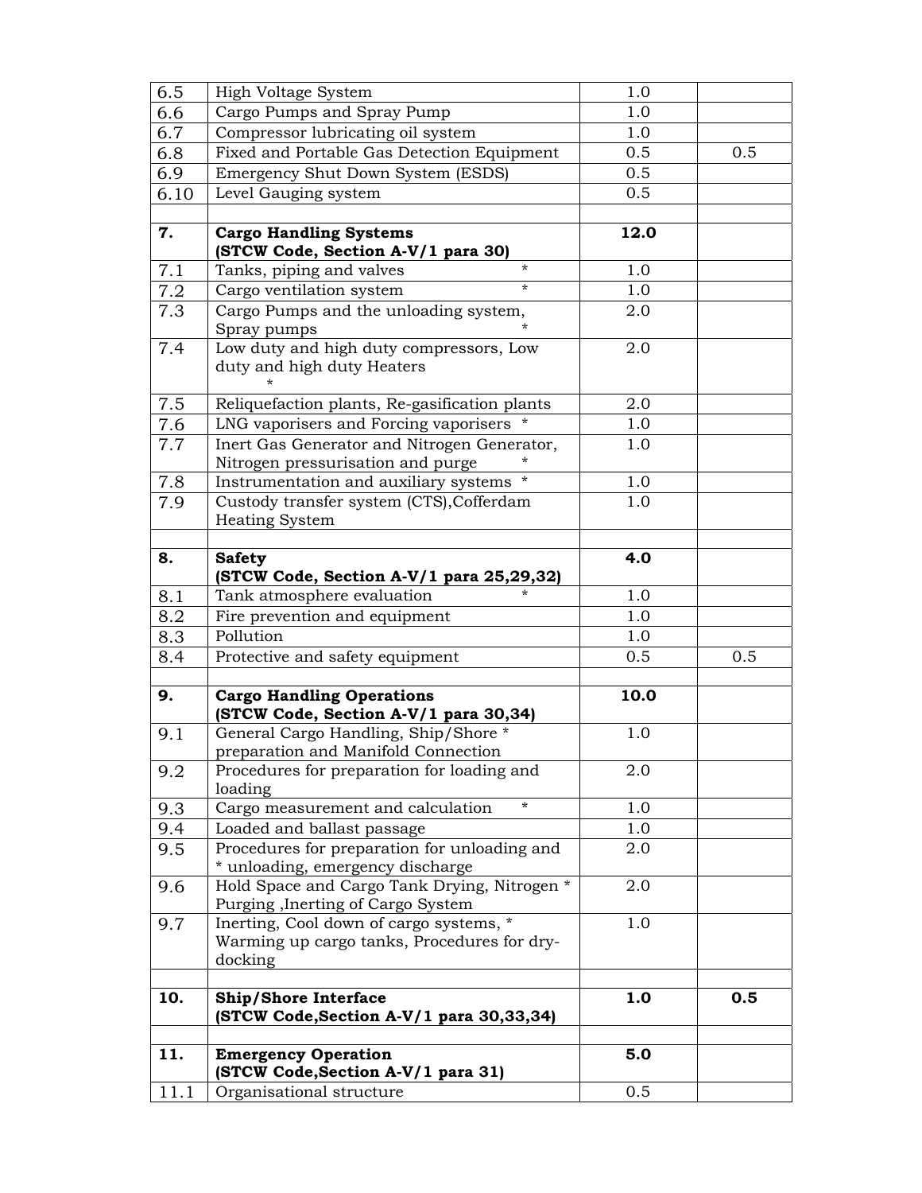| | | | |
|---|---|---|---|
| 6.5 | High Voltage System | 1.0 | |
| 6.6 | Cargo Pumps and Spray Pump | 1.0 | |
| 6.7 | Compressor lubricating oil system | 1.0 | |
| 6.8 | Fixed and Portable Gas Detection Equipment | 0.5 | 0.5 |
| 6.9 | Emergency Shut Down System (ESDS) | 0.5 | |
| 6.10 | Level Gauging system | 0.5 | |
| | | | |
| **7.** | **Cargo Handling Systems (STCW Code, Section A-V/1 para 30)** | **12.0** | |
| 7.1 | Tanks, piping and valves * | 1.0 | |
| 7.2 | Cargo ventilation system * | 1.0 | |
| 7.3 | Cargo Pumps and the unloading system, Spray pumps * | 2.0 | |
| 7.4 | Low duty and high duty compressors, Low duty and high duty Heaters * | 2.0 | |
| 7.5 | Reliquefaction plants, Re-gasification plants | 2.0 | |
| 7.6 | LNG vaporisers and Forcing vaporisers * | 1.0 | |
| 7.7 | Inert Gas Generator and Nitrogen Generator, Nitrogen pressurisation and purge * | 1.0 | |
| 7.8 | Instrumentation and auxiliary systems * | 1.0 | |
| 7.9 | Custody transfer system (CTS),Cofferdam Heating System | 1.0 | |
| | | | |
| **8.** | **Safety (STCW Code, Section A-V/1 para 25,29,32)** | **4.0** | |
| 8.1 | Tank atmosphere evaluation * | 1.0 | |
| 8.2 | Fire prevention and equipment | 1.0 | |
| 8.3 | Pollution | 1.0 | |
| 8.4 | Protective and safety equipment | 0.5 | 0.5 |
| | | | |
| **9.** | **Cargo Handling Operations (STCW Code, Section A-V/1 para 30,34)** | **10.0** | |
| 9.1 | General Cargo Handling, Ship/Shore * preparation and Manifold Connection | 1.0 | |
| 9.2 | Procedures for preparation for loading and loading | 2.0 | |
| 9.3 | Cargo measurement and calculation * | 1.0 | |
| 9.4 | Loaded and ballast passage | 1.0 | |
| 9.5 | Procedures for preparation for unloading and * unloading, emergency discharge | 2.0 | |
| 9.6 | Hold Space and Cargo Tank Drying, Nitrogen * Purging ,Inerting of Cargo System | 2.0 | |
| 9.7 | Inerting, Cool down of cargo systems, * Warming up cargo tanks, Procedures for dry-docking | 1.0 | |
| | | | |
| **10.** | **Ship/Shore Interface (STCW Code,Section A-V/1 para 30,33,34)** | **1.0** | **0.5** |
| | | | |
| **11.** | **Emergency Operation (STCW Code,Section A-V/1 para 31)** | **5.0** | |
| 11.1 | Organisational structure | 0.5 | |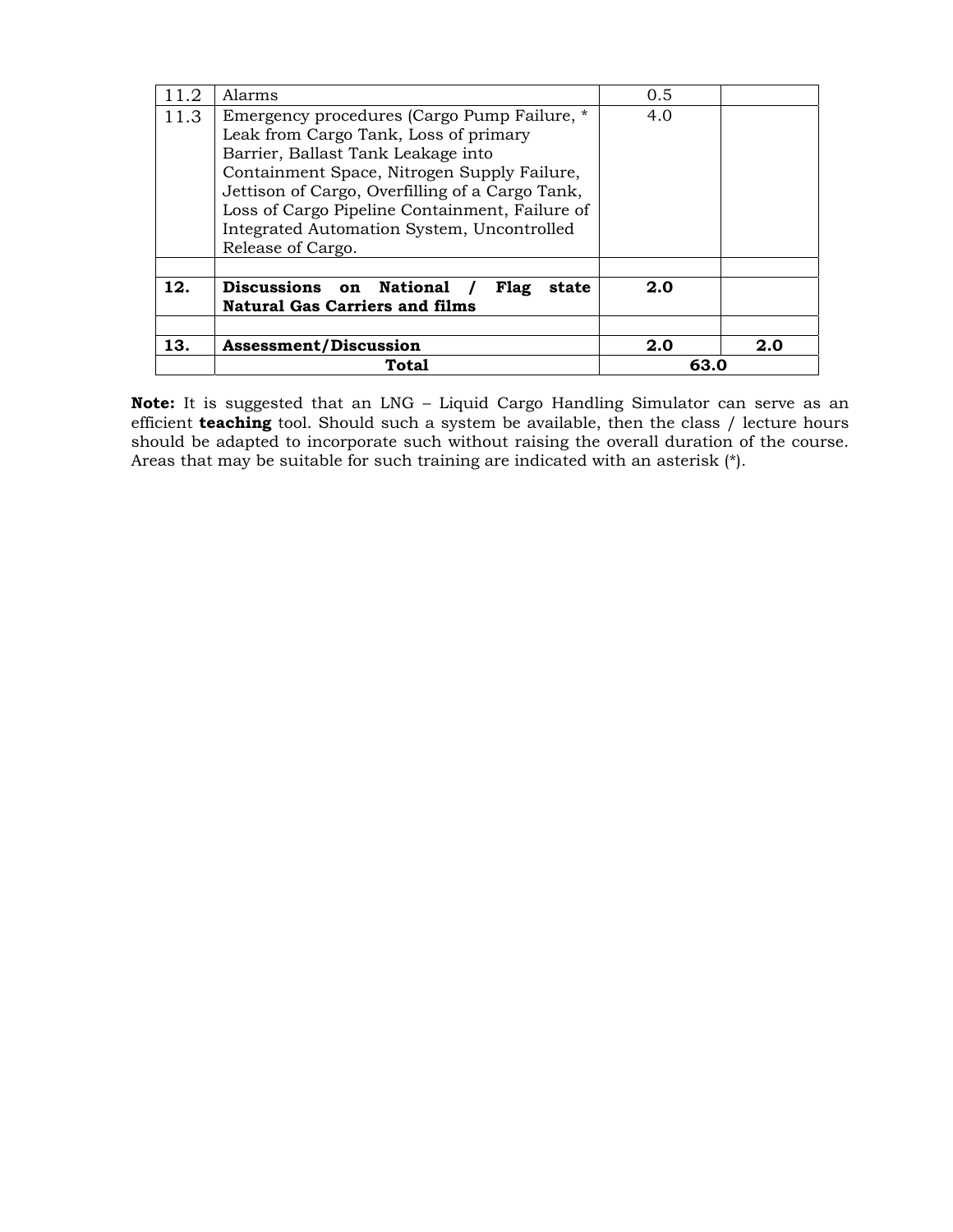| | | | |
|---|---|---|---|
| 11.2 | Alarms | 0.5 | |
| 11.3 | Emergency procedures (Cargo Pump Failure, * Leak from Cargo Tank, Loss of primary Barrier, Ballast Tank Leakage into Containment Space, Nitrogen Supply Failure, Jettison of Cargo, Overfilling of a Cargo Tank, Loss of Cargo Pipeline Containment, Failure of Integrated Automation System, Uncontrolled Release of Cargo. | 4.0 | |
| | | | |
| **12.** | **Discussions on National / Flag state Natural Gas Carriers and films** | **2.0** | |
| | | | |
| **13.** | **Assessment/Discussion** | **2.0** | **2.0** |
| | **Total** | **63.0** | |

**Note:** It is suggested that an LNG – Liquid Cargo Handling Simulator can serve as an efficient **teaching** tool. Should such a system be available, then the class / lecture hours should be adapted to incorporate such without raising the overall duration of the course. Areas that may be suitable for such training are indicated with an asterisk (*).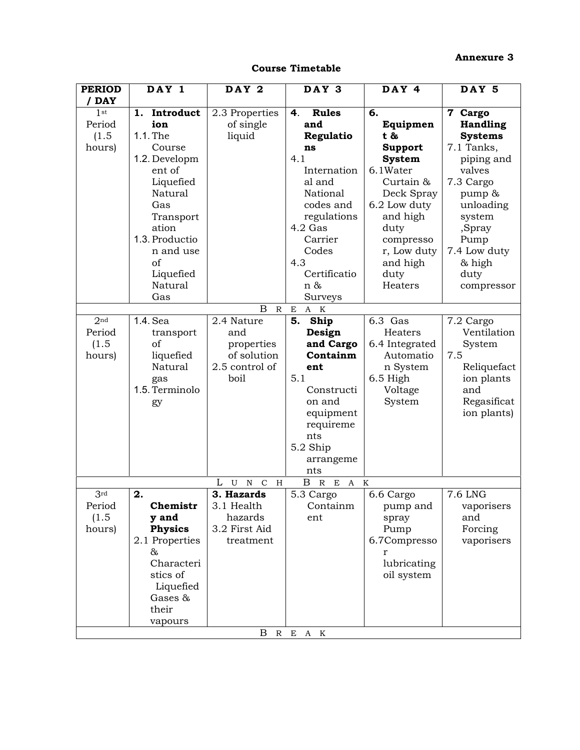**Annexure 3**

**Course Timetable**

| **PERIOD / DAY** | **DAY 1** | **DAY 2** | **DAY 3** | **DAY 4** | **DAY 5** |
|---|---|---|---|---|---|
| 1st Period (1.5 hours) | **1. Introduction**<br>1.1. The Course<br>1.2. Development of Liquefied Natural Gas Transportation<br>1.3. Production and use of Liquefied Natural Gas | 2.3 Properties of single liquid | **4. Rules and Regulations**<br>4.1 International and National codes and regulations<br>4.2 Gas Carrier Codes<br>4.3 Certification & Surveys | **6. Equipment & Support System**<br>6.1Water Curtain & Deck Spray<br>6.2 Low duty and high duty compressor, Low duty and high duty Heaters | **7 Cargo Handling Systems**<br>7.1 Tanks, piping and valves<br>7.3 Cargo pump & unloading system ,Spray Pump<br>7.4 Low duty & high duty compressor |
| B R E A K | | | | | |
| 2nd Period (1.5 hours) | 1.4. Sea transport of liquefied Natural gas<br>1.5. Terminology | 2.4 Nature and properties of solution<br>2.5 control of boil | **5. Ship Design and Cargo Containment**<br>5.1 Construction and equipment requirements<br>5.2 Ship arrangements | 6.3 Gas Heaters<br>6.4 Integrated Automation System<br>6.5 High Voltage System | 7.2 Cargo Ventilation System<br>7.5 Reliquefaction plants and Regasification plants) |
| L U N C H B R E A K | | | | | |
| 3rd Period (1.5 hours) | **2. Chemistry and Physics**<br>2.1 Properties & Characteristics of Liquefied Gases & their vapours | **3. Hazards**<br>3.1 Health hazards<br>3.2 First Aid treatment | 5.3 Cargo Containment | 6.6 Cargo pump and spray Pump<br>6.7Compressor lubricating oil system | 7.6 LNG vaporisers and Forcing vaporisers |
| B R E A K | | | | | |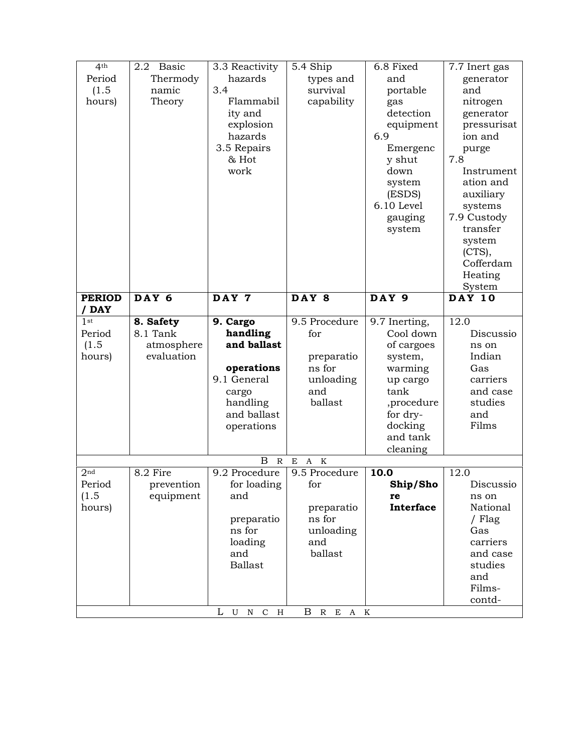| 4th Period (1.5 hours) | 2.2 Basic Thermodynamic Theory | 3.3 Reactivity hazards<br>3.4 Flammability and explosion hazards<br>3.5 Repairs & Hot work | 5.4 Ship types and survival capability | 6.8 Fixed and portable gas detection equipment<br>6.9 Emergency shut down system (ESDS)<br>6.10 Level gauging system | 7.7 Inert gas generator and nitrogen generator pressurisation and purge<br>7.8 Instrumentation and auxiliary systems<br>7.9 Custody transfer system (CTS), Cofferdam Heating System |
|---|---|---|---|---|---|
| **PERIOD / DAY** | **DAY 6** | **DAY 7** | **DAY 8** | **DAY 9** | **DAY 10** |
| 1st Period (1.5 hours) | **8. Safety**<br>8.1 Tank atmosphere evaluation | **9. Cargo handling and ballast operations**<br>9.1 General cargo handling and ballast operations | 9.5 Procedure for preparations for unloading and ballast | 9.7 Inerting, Cool down of cargoes system, warming up cargo tank ,procedure for dry-docking and tank cleaning | 12.0 Discussions on Indian Gas carriers and case studies and Films |
| | | | BREAK | | |
| 2nd Period (1.5 hours) | 8.2 Fire prevention equipment | 9.2 Procedure for loading and preparations for loading and Ballast | 9.5 Procedure for preparations for unloading and ballast | **10.0 Ship/Shore Interface** | 12.0 Discussions on National / Flag Gas carriers and case studies and Films-contd- |
| | | | LUNCH BREAK | | |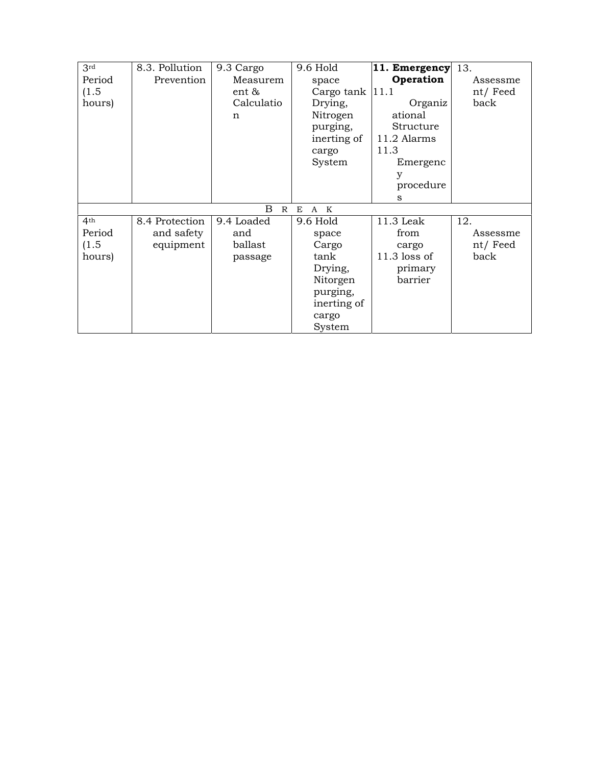| 3rd Period (1.5 hours) | 8.3. Pollution Prevention | 9.3 Cargo Measurement & Calculation | 9.6 Hold space Cargo tank Drying, Nitrogen purging, inerting of cargo System | **11. Emergency Operation** 11.1 Organizational Structure 11.2 Alarms 11.3 Emergency procedures | 13. Assessment/ Feed back |
|---|---|---|---|---|---|
| B R E A K | | | | | |
| 4th Period (1.5 hours) | 8.4 Protection and safety equipment | 9.4 Loaded and ballast passage | 9.6 Hold space Cargo tank Drying, Nitorgen purging, inerting of cargo System | 11.3 Leak from cargo 11.3 loss of primary barrier | 12. Assessment/ Feed back |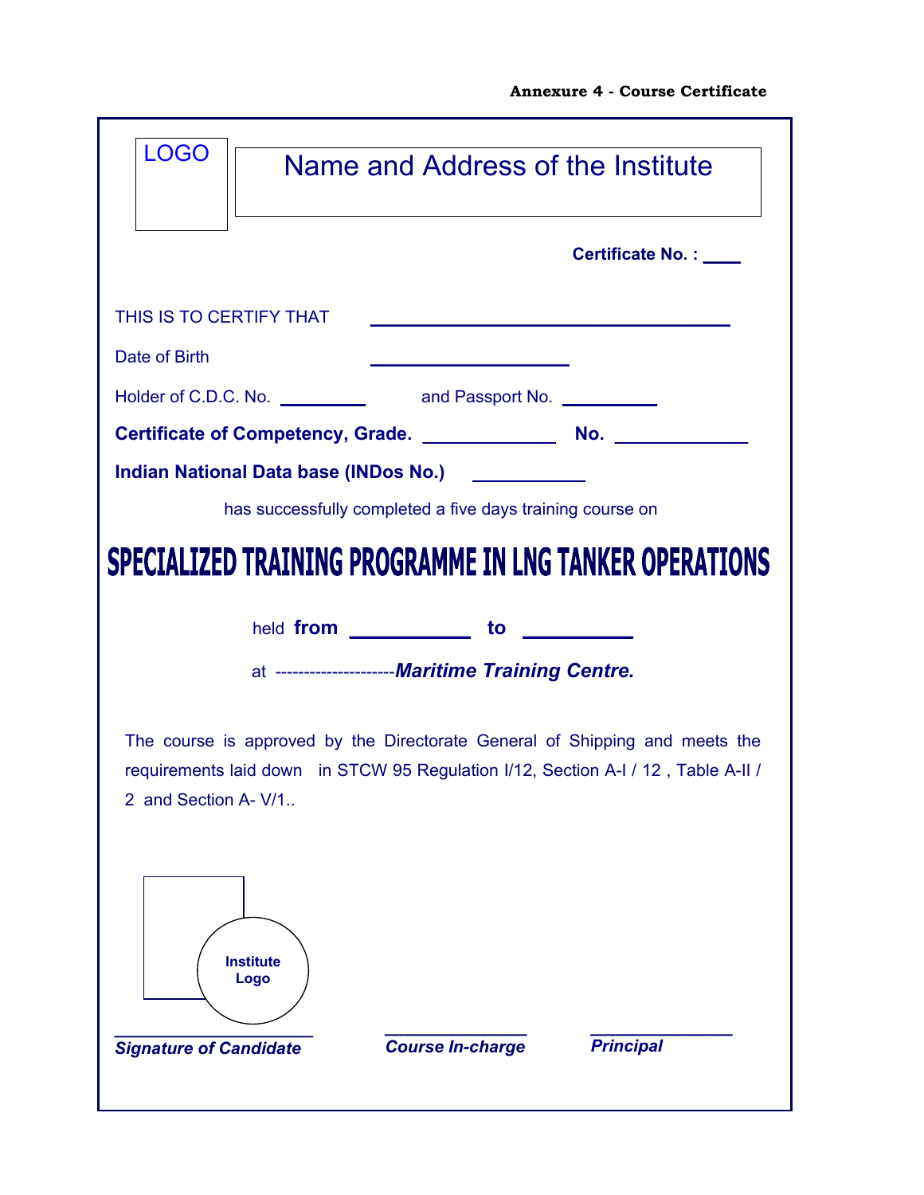**Annexure 4 - Course Certificate**

LOGO

Name and Address of the Institute

**Certificate No. : ____**

THIS IS TO CERTIFY THAT ____________________________________

Date of Birth ____________________

Holder of C.D.C. No. _________ and Passport No. __________

**Certificate of Competency, Grade.** _____________ **No.** _____________

**Indian National Data base (INDos No.)** ___________

has successfully completed a five days training course on

# SPECIALIZED TRAINING PROGRAMME IN LNG TANKER OPERATIONS

held **from** ___________ **to** __________

at ---------------------***Maritime Training Centre.***

The course is approved by the Directorate General of Shipping and meets the requirements laid down in STCW 95 Regulation I/12, Section A-I / 12 , Table A-II / 2 and Section A- V/1..

**Institute Logo**

| | | |
|---|---|---|
| ______________________ | _______________ | _______________ |
| ***Signature of Candidate*** | ***Course In-charge*** | ***Principal*** |